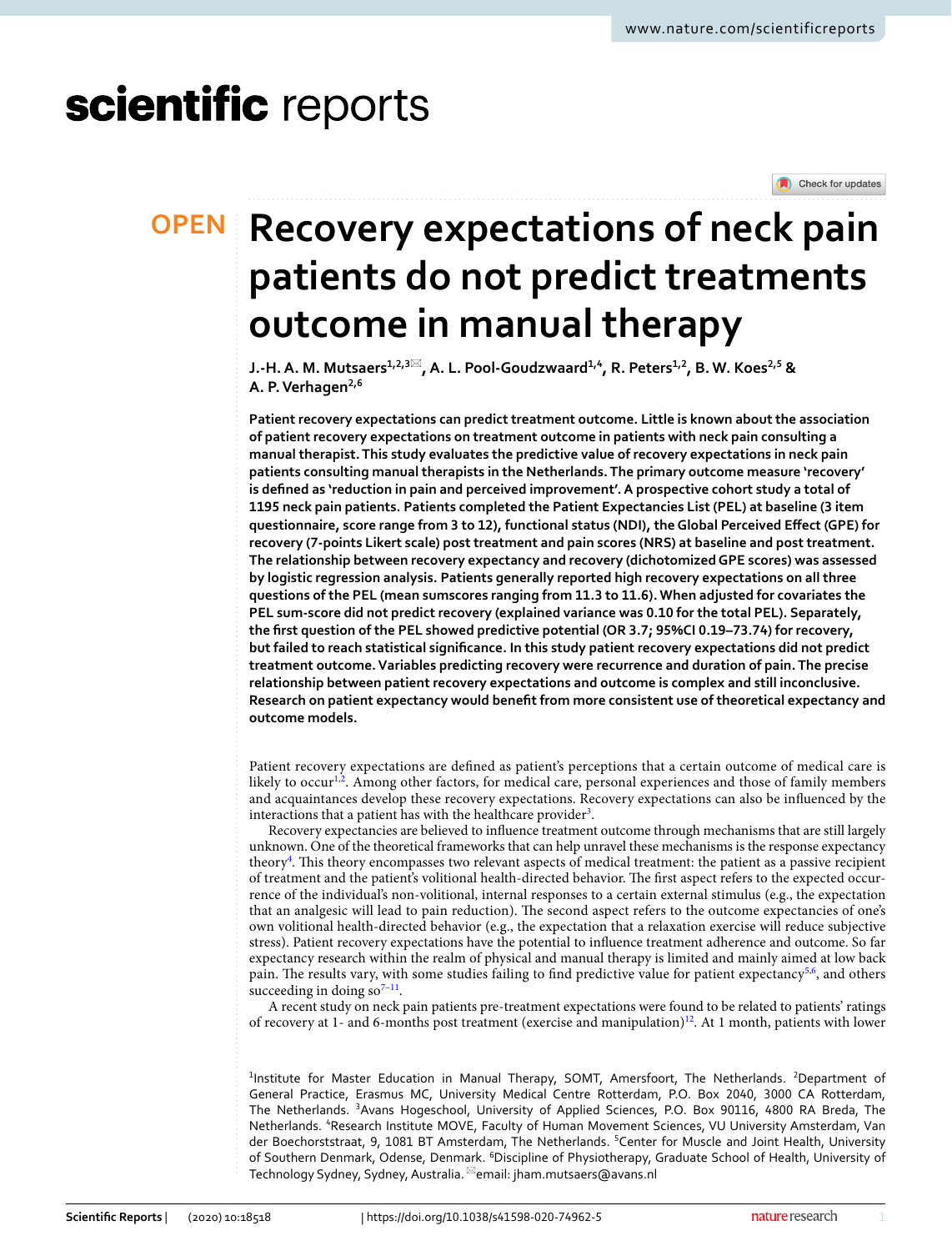# Recovery expectations of neck pain patients do not predict treatments outcome in manual therapy

**J.-H. A. M. Mutsaers[1,2,3], A. L. Pool-Goudzwaard[1,4], R. Peters[1,2], B. W. Koes[2,5] & A. P. Verhagen[2,6]**

**Patient recovery expectations can predict treatment outcome. Little is known about the association of patient recovery expectations on treatment outcome in patients with neck pain consulting a manual therapist. This study evaluates the predictive value of recovery expectations in neck pain patients consulting manual therapists in the Netherlands. The primary outcome measure 'recovery' is defined as 'reduction in pain and perceived improvement'. A prospective cohort study a total of 1195 neck pain patients. Patients completed the Patient Expectancies List (PEL) at baseline (3 item questionnaire, score range from 3 to 12), functional status (NDI), the Global Perceived Effect (GPE) for recovery (7-points Likert scale) post treatment and pain scores (NRS) at baseline and post treatment. The relationship between recovery expectancy and recovery (dichotomized GPE scores) was assessed by logistic regression analysis. Patients generally reported high recovery expectations on all three questions of the PEL (mean sumscores ranging from 11.3 to 11.6). When adjusted for covariates the PEL sum-score did not predict recovery (explained variance was 0.10 for the total PEL). Separately, the first question of the PEL showed predictive potential (OR 3.7; 95%CI 0.19–73.74) for recovery, but failed to reach statistical significance. In this study patient recovery expectations did not predict treatment outcome. Variables predicting recovery were recurrence and duration of pain. The precise relationship between patient recovery expectations and outcome is complex and still inconclusive. Research on patient expectancy would benefit from more consistent use of theoretical expectancy and outcome models.**

Patient recovery expectations are defined as patient's perceptions that a certain outcome of medical care is likely to occur[1,2]. Among other factors, for medical care, personal experiences and those of family members and acquaintances develop these recovery expectations. Recovery expectations can also be influenced by the interactions that a patient has with the healthcare provider[3].

Recovery expectancies are believed to influence treatment outcome through mechanisms that are still largely unknown. One of the theoretical frameworks that can help unravel these mechanisms is the response expectancy theory[4]. This theory encompasses two relevant aspects of medical treatment: the patient as a passive recipient of treatment and the patient's volitional health-directed behavior. The first aspect refers to the expected occurrence of the individual's non-volitional, internal responses to a certain external stimulus (e.g., the expectation that an analgesic will lead to pain reduction). The second aspect refers to the outcome expectancies of one's own volitional health-directed behavior (e.g., the expectation that a relaxation exercise will reduce subjective stress). Patient recovery expectations have the potential to influence treatment adherence and outcome. So far expectancy research within the realm of physical and manual therapy is limited and mainly aimed at low back pain. The results vary, with some studies failing to find predictive value for patient expectancy[5,6], and others succeeding in doing so[7–11].

A recent study on neck pain patients pre-treatment expectations were found to be related to patients' ratings of recovery at 1- and 6-months post treatment (exercise and manipulation)[12]. At 1 month, patients with lower

[1]Institute for Master Education in Manual Therapy, SOMT, Amersfoort, The Netherlands. [2]Department of General Practice, Erasmus MC, University Medical Centre Rotterdam, P.O. Box 2040, 3000 CA Rotterdam, The Netherlands. [3]Avans Hogeschool, University of Applied Sciences, P.O. Box 90116, 4800 RA Breda, The Netherlands. [4]Research Institute MOVE, Faculty of Human Movement Sciences, VU University Amsterdam, Van der Boechorststraat, 9, 1081 BT Amsterdam, The Netherlands. [5]Center for Muscle and Joint Health, University of Southern Denmark, Odense, Denmark. [6]Discipline of Physiotherapy, Graduate School of Health, University of Technology Sydney, Sydney, Australia. email: jham.mutsaers@avans.nl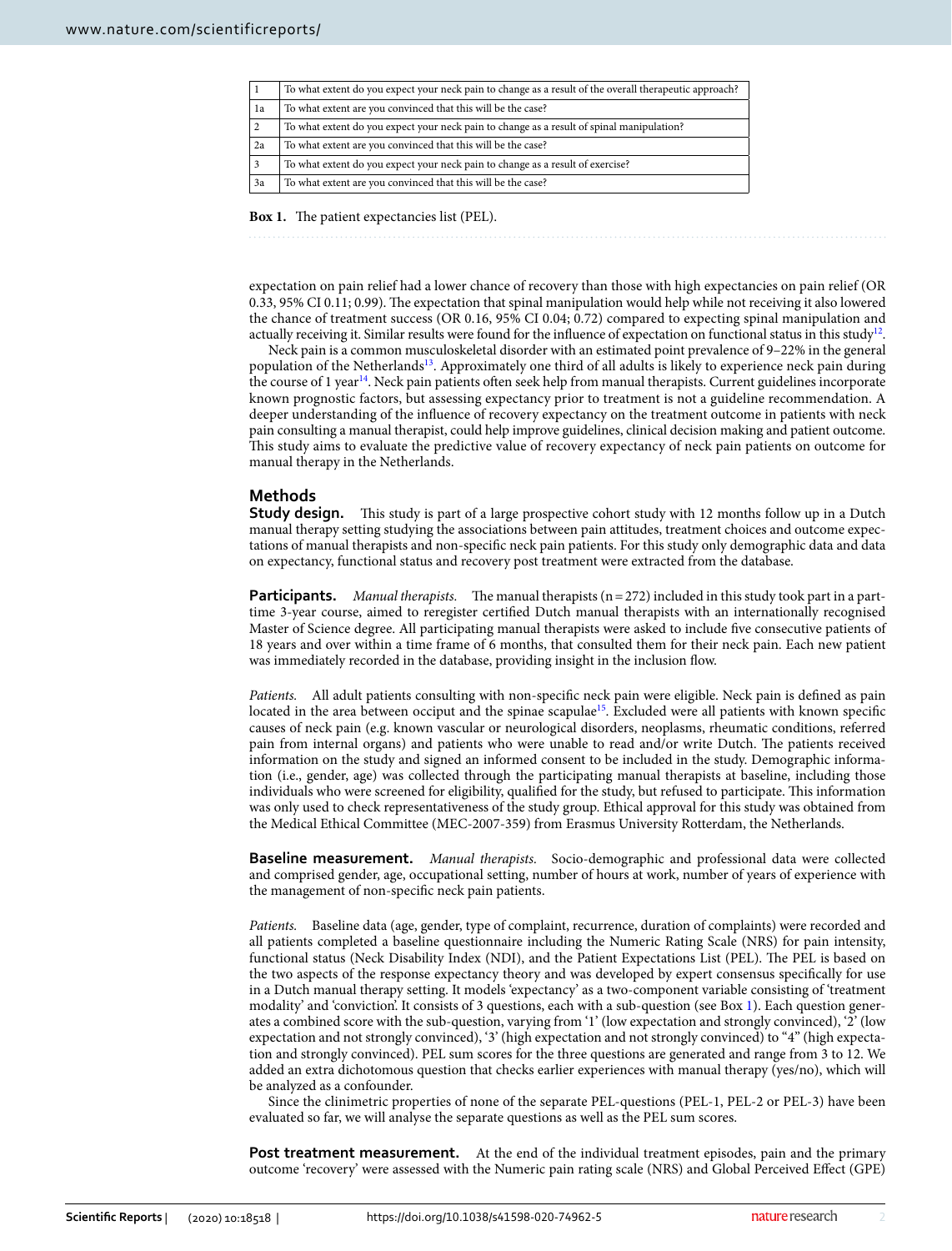| 1 | To what extent do you expect your neck pain to change as a result of the overall therapeutic approach? |
|---|---|
| 1a | To what extent are you convinced that this will be the case? |
| 2 | To what extent do you expect your neck pain to change as a result of spinal manipulation? |
| 2a | To what extent are you convinced that this will be the case? |
| 3 | To what extent do you expect your neck pain to change as a result of exercise? |
| 3a | To what extent are you convinced that this will be the case? |

**Box 1.** The patient expectancies list (PEL).

expectation on pain relief had a lower chance of recovery than those with high expectancies on pain relief (OR 0.33, 95% CI 0.11; 0.99). The expectation that spinal manipulation would help while not receiving it also lowered the chance of treatment success (OR 0.16, 95% CI 0.04; 0.72) compared to expecting spinal manipulation and actually receiving it. Similar results were found for the influence of expectation on functional status in this study[12].

Neck pain is a common musculoskeletal disorder with an estimated point prevalence of 9–22% in the general population of the Netherlands[13]. Approximately one third of all adults is likely to experience neck pain during the course of 1 year[14]. Neck pain patients often seek help from manual therapists. Current guidelines incorporate known prognostic factors, but assessing expectancy prior to treatment is not a guideline recommendation. A deeper understanding of the influence of recovery expectancy on the treatment outcome in patients with neck pain consulting a manual therapist, could help improve guidelines, clinical decision making and patient outcome. This study aims to evaluate the predictive value of recovery expectancy of neck pain patients on outcome for manual therapy in the Netherlands.

## Methods

**Study design.** This study is part of a large prospective cohort study with 12 months follow up in a Dutch manual therapy setting studying the associations between pain attitudes, treatment choices and outcome expectations of manual therapists and non-specific neck pain patients. For this study only demographic data and data on expectancy, functional status and recovery post treatment were extracted from the database.

**Participants.** *Manual therapists.* The manual therapists (n = 272) included in this study took part in a part-time 3-year course, aimed to reregister certified Dutch manual therapists with an internationally recognised Master of Science degree. All participating manual therapists were asked to include five consecutive patients of 18 years and over within a time frame of 6 months, that consulted them for their neck pain. Each new patient was immediately recorded in the database, providing insight in the inclusion flow.

*Patients.* All adult patients consulting with non-specific neck pain were eligible. Neck pain is defined as pain located in the area between occiput and the spinae scapulae[15]. Excluded were all patients with known specific causes of neck pain (e.g. known vascular or neurological disorders, neoplasms, rheumatic conditions, referred pain from internal organs) and patients who were unable to read and/or write Dutch. The patients received information on the study and signed an informed consent to be included in the study. Demographic information (i.e., gender, age) was collected through the participating manual therapists at baseline, including those individuals who were screened for eligibility, qualified for the study, but refused to participate. This information was only used to check representativeness of the study group. Ethical approval for this study was obtained from the Medical Ethical Committee (MEC-2007-359) from Erasmus University Rotterdam, the Netherlands.

**Baseline measurement.** *Manual therapists.* Socio-demographic and professional data were collected and comprised gender, age, occupational setting, number of hours at work, number of years of experience with the management of non-specific neck pain patients.

*Patients.* Baseline data (age, gender, type of complaint, recurrence, duration of complaints) were recorded and all patients completed a baseline questionnaire including the Numeric Rating Scale (NRS) for pain intensity, functional status (Neck Disability Index (NDI), and the Patient Expectations List (PEL). The PEL is based on the two aspects of the response expectancy theory and was developed by expert consensus specifically for use in a Dutch manual therapy setting. It models 'expectancy' as a two-component variable consisting of 'treatment modality' and 'conviction'. It consists of 3 questions, each with a sub-question (see Box 1). Each question generates a combined score with the sub-question, varying from '1' (low expectation and strongly convinced), '2' (low expectation and not strongly convinced), '3' (high expectation and not strongly convinced) to "4" (high expectation and strongly convinced). PEL sum scores for the three questions are generated and range from 3 to 12. We added an extra dichotomous question that checks earlier experiences with manual therapy (yes/no), which will be analyzed as a confounder.

Since the clinimetric properties of none of the separate PEL-questions (PEL-1, PEL-2 or PEL-3) have been evaluated so far, we will analyse the separate questions as well as the PEL sum scores.

**Post treatment measurement.** At the end of the individual treatment episodes, pain and the primary outcome 'recovery' were assessed with the Numeric pain rating scale (NRS) and Global Perceived Effect (GPE)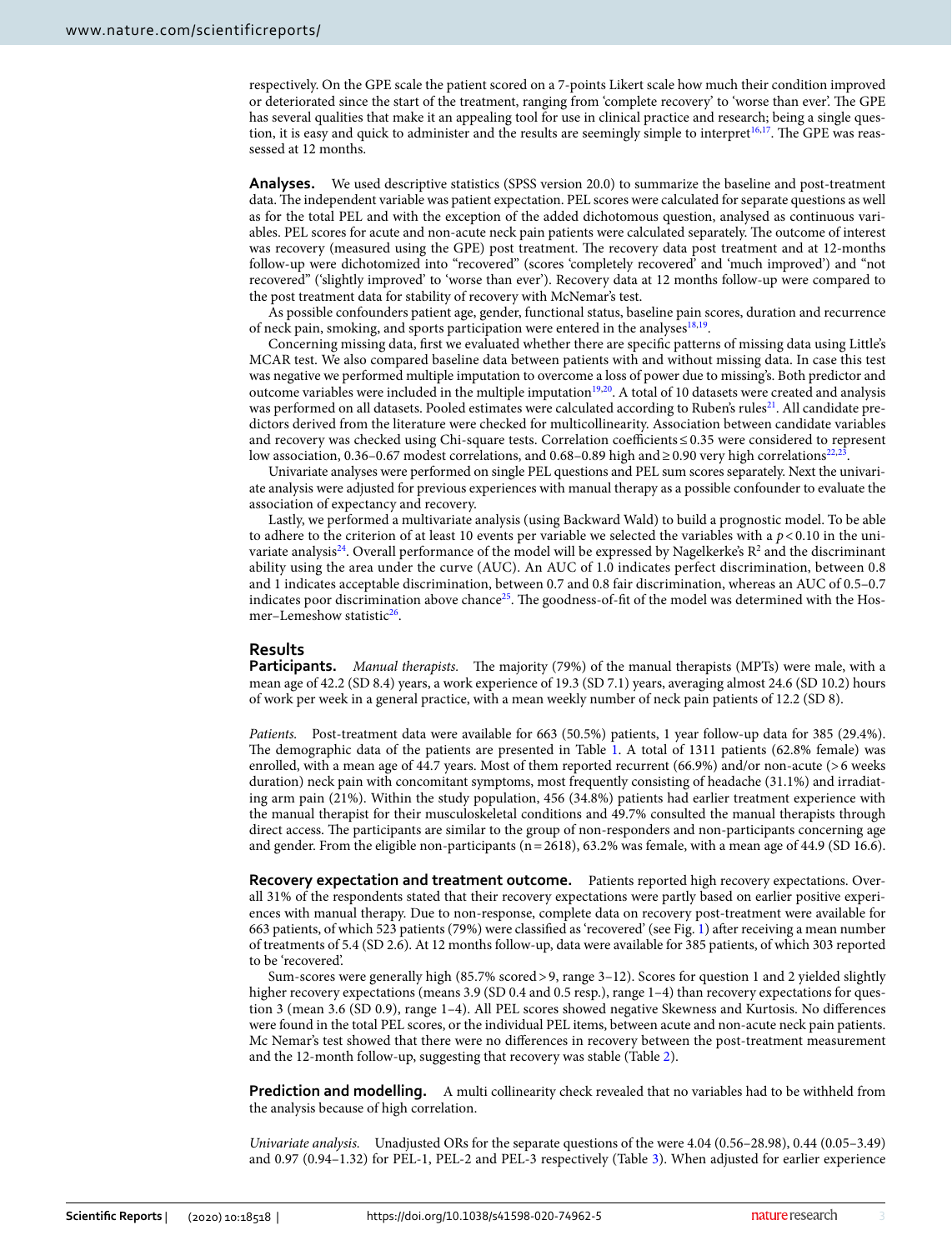respectively. On the GPE scale the patient scored on a 7-points Likert scale how much their condition improved or deteriorated since the start of the treatment, ranging from 'complete recovery' to 'worse than ever'. The GPE has several qualities that make it an appealing tool for use in clinical practice and research; being a single question, it is easy and quick to administer and the results are seemingly simple to interpret[16,17]. The GPE was reassessed at 12 months.

**Analyses.** We used descriptive statistics (SPSS version 20.0) to summarize the baseline and post-treatment data. The independent variable was patient expectation. PEL scores were calculated for separate questions as well as for the total PEL and with the exception of the added dichotomous question, analysed as continuous variables. PEL scores for acute and non-acute neck pain patients were calculated separately. The outcome of interest was recovery (measured using the GPE) post treatment. The recovery data post treatment and at 12-months follow-up were dichotomized into "recovered" (scores 'completely recovered' and 'much improved') and "not recovered" ('slightly improved' to 'worse than ever'). Recovery data at 12 months follow-up were compared to the post treatment data for stability of recovery with McNemar's test.

As possible confounders patient age, gender, functional status, baseline pain scores, duration and recurrence of neck pain, smoking, and sports participation were entered in the analyses[18,19].

Concerning missing data, first we evaluated whether there are specific patterns of missing data using Little's MCAR test. We also compared baseline data between patients with and without missing data. In case this test was negative we performed multiple imputation to overcome a loss of power due to missing's. Both predictor and outcome variables were included in the multiple imputation[19,20]. A total of 10 datasets were created and analysis was performed on all datasets. Pooled estimates were calculated according to Ruben's rules[21]. All candidate predictors derived from the literature were checked for multicollinearity. Association between candidate variables and recovery was checked using Chi-square tests. Correlation coefficients ≤ 0.35 were considered to represent low association, 0.36–0.67 modest correlations, and 0.68–0.89 high and ≥ 0.90 very high correlations[22,23].

Univariate analyses were performed on single PEL questions and PEL sum scores separately. Next the univariate analysis were adjusted for previous experiences with manual therapy as a possible confounder to evaluate the association of expectancy and recovery.

Lastly, we performed a multivariate analysis (using Backward Wald) to build a prognostic model. To be able to adhere to the criterion of at least 10 events per variable we selected the variables with a $p < 0.10$ in the univariate analysis[24]. Overall performance of the model will be expressed by Nagelkerke's $R^2$ and the discriminant ability using the area under the curve (AUC). An AUC of 1.0 indicates perfect discrimination, between 0.8 and 1 indicates acceptable discrimination, between 0.7 and 0.8 fair discrimination, whereas an AUC of 0.5–0.7 indicates poor discrimination above chance[25]. The goodness-of-fit of the model was determined with the Hosmer–Lemeshow statistic[26].

## Results

**Participants.** *Manual therapists.* The majority (79%) of the manual therapists (MPTs) were male, with a mean age of 42.2 (SD 8.4) years, a work experience of 19.3 (SD 7.1) years, averaging almost 24.6 (SD 10.2) hours of work per week in a general practice, with a mean weekly number of neck pain patients of 12.2 (SD 8).

*Patients.* Post-treatment data were available for 663 (50.5%) patients, 1 year follow-up data for 385 (29.4%). The demographic data of the patients are presented in Table 1. A total of 1311 patients (62.8% female) was enrolled, with a mean age of 44.7 years. Most of them reported recurrent (66.9%) and/or non-acute (> 6 weeks duration) neck pain with concomitant symptoms, most frequently consisting of headache (31.1%) and irradiating arm pain (21%). Within the study population, 456 (34.8%) patients had earlier treatment experience with the manual therapist for their musculoskeletal conditions and 49.7% consulted the manual therapists through direct access. The participants are similar to the group of non-responders and non-participants concerning age and gender. From the eligible non-participants (n = 2618), 63.2% was female, with a mean age of 44.9 (SD 16.6).

**Recovery expectation and treatment outcome.** Patients reported high recovery expectations. Overall 31% of the respondents stated that their recovery expectations were partly based on earlier positive experiences with manual therapy. Due to non-response, complete data on recovery post-treatment were available for 663 patients, of which 523 patients (79%) were classified as 'recovered' (see Fig. 1) after receiving a mean number of treatments of 5.4 (SD 2.6). At 12 months follow-up, data were available for 385 patients, of which 303 reported to be 'recovered'.

Sum-scores were generally high (85.7% scored > 9, range 3–12). Scores for question 1 and 2 yielded slightly higher recovery expectations (means 3.9 (SD 0.4 and 0.5 resp.), range 1–4) than recovery expectations for question 3 (mean 3.6 (SD 0.9), range 1–4). All PEL scores showed negative Skewness and Kurtosis. No differences were found in the total PEL scores, or the individual PEL items, between acute and non-acute neck pain patients. Mc Nemar's test showed that there were no differences in recovery between the post-treatment measurement and the 12-month follow-up, suggesting that recovery was stable (Table 2).

**Prediction and modelling.** A multi collinearity check revealed that no variables had to be withheld from the analysis because of high correlation.

*Univariate analysis.* Unadjusted ORs for the separate questions of the were 4.04 (0.56–28.98), 0.44 (0.05–3.49) and 0.97 (0.94–1.32) for PEL-1, PEL-2 and PEL-3 respectively (Table 3). When adjusted for earlier experience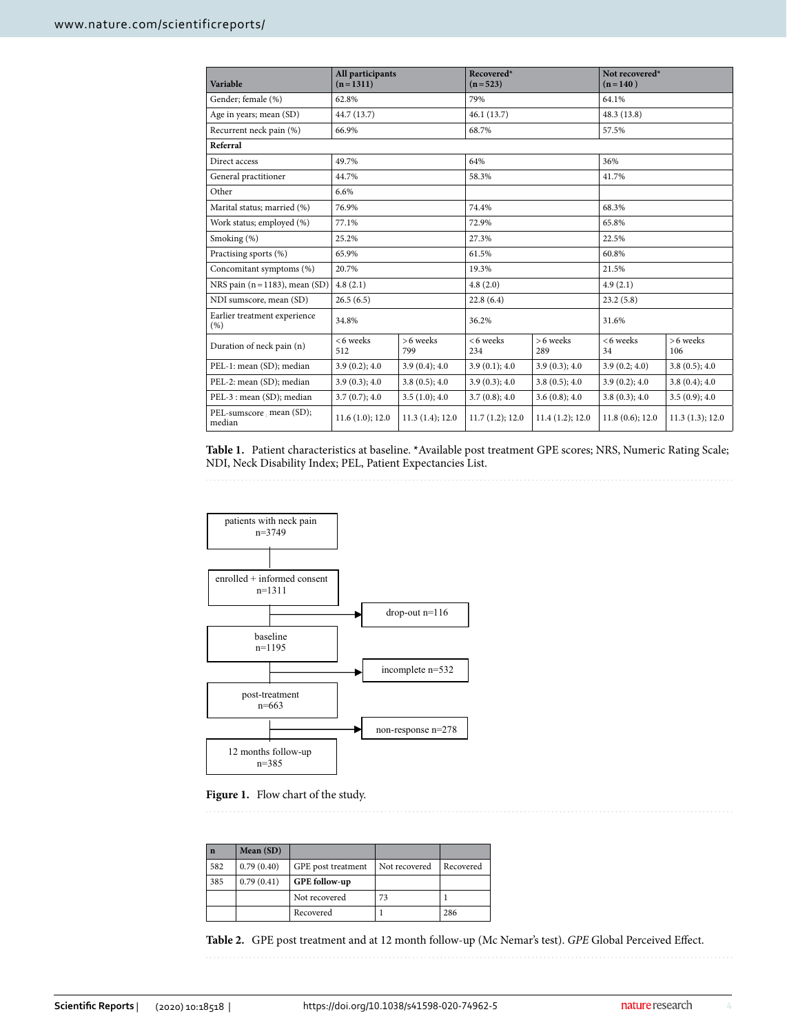| Variable | All participants (n = 1311) | | Recovered* (n = 523) | | Not recovered* (n = 140 ) | |
|---|---|---|---|---|---|---|
| Gender; female (%) | 62.8% | | 79% | | 64.1% | |
| Age in years; mean (SD) | 44.7 (13.7) | | 46.1 (13.7) | | 48.3 (13.8) | |
| Recurrent neck pain (%) | 66.9% | | 68.7% | | 57.5% | |
| **Referral** | | | | | | |
| Direct access | 49.7% | | 64% | | 36% | |
| General practitioner | 44.7% | | 58.3% | | 41.7% | |
| Other | 6.6% | | | | | |
| Marital status; married (%) | 76.9% | | 74.4% | | 68.3% | |
| Work status; employed (%) | 77.1% | | 72.9% | | 65.8% | |
| Smoking (%) | 25.2% | | 27.3% | | 22.5% | |
| Practising sports (%) | 65.9% | | 61.5% | | 60.8% | |
| Concomitant symptoms (%) | 20.7% | | 19.3% | | 21.5% | |
| NRS pain (n = 1183), mean (SD) | 4.8 (2.1) | | 4.8 (2.0) | | 4.9 (2.1) | |
| NDI sumscore, mean (SD) | 26.5 (6.5) | | 22.8 (6.4) | | 23.2 (5.8) | |
| Earlier treatment experience (%) | 34.8% | | 36.2% | | 31.6% | |
| Duration of neck pain (n) | < 6 weeks 512 | > 6 weeks 799 | < 6 weeks 234 | > 6 weeks 289 | < 6 weeks 34 | > 6 weeks 106 |
| PEL-1: mean (SD); median | 3.9 (0.2); 4.0 | 3.9 (0.4); 4.0 | 3.9 (0.1); 4.0 | 3.9 (0.3); 4.0 | 3.9 (0.2; 4.0) | 3.8 (0.5); 4.0 |
| PEL-2: mean (SD); median | 3.9 (0.3); 4.0 | 3.8 (0.5); 4.0 | 3.9 (0.3); 4.0 | 3.8 (0.5); 4.0 | 3.9 (0.2); 4.0 | 3.8 (0.4); 4.0 |
| PEL-3 : mean (SD); median | 3.7 (0.7); 4.0 | 3.5 (1.0); 4.0 | 3.7 (0.8); 4.0 | 3.6 (0.8); 4.0 | 3.8 (0.3); 4.0 | 3.5 (0.9); 4.0 |
| PEL-sumscore , mean (SD); median | 11.6 (1.0); 12.0 | 11.3 (1.4); 12.0 | 11.7 (1.2); 12.0 | 11.4 (1.2); 12.0 | 11.8 (0.6); 12.0 | 11.3 (1.3); 12.0 |

**Table 1.** Patient characteristics at baseline. *Available post treatment GPE scores; NRS, Numeric Rating Scale; NDI, Neck Disability Index; PEL, Patient Expectancies List.

patients with neck pain n=3749 → enrolled + informed consent n=1311 → (drop-out n=116) → baseline n=1195 → (incomplete n=532) → post-treatment n=663 → (non-response n=278) → 12 months follow-up n=385

**Figure 1.** Flow chart of the study.

| n | Mean (SD) | | | |
|---|---|---|---|---|
| 582 | 0.79 (0.40) | GPE post treatment | Not recovered | Recovered |
| 385 | 0.79 (0.41) | **GPE follow-up** | | |
| | | Not recovered | 73 | 1 |
| | | Recovered | 1 | 286 |

**Table 2.** GPE post treatment and at 12 month follow-up (Mc Nemar's test). *GPE* Global Perceived Effect.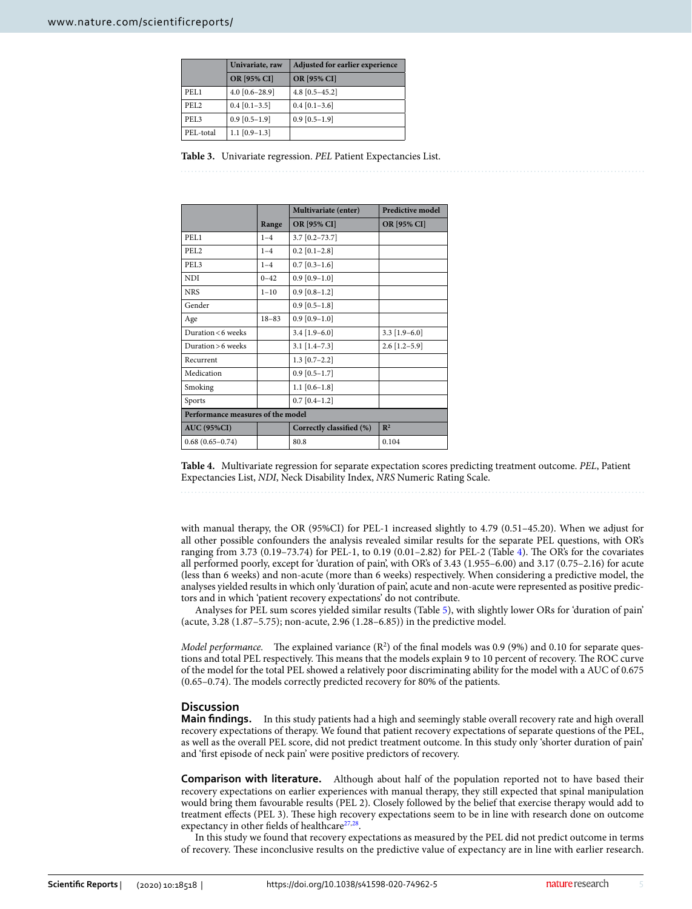| | Univariate, raw | Adjusted for earlier experience |
|---|---|---|
| | OR [95% CI] | OR [95% CI] |
| PEL1 | 4.0 [0.6–28.9] | 4.8 [0.5–45.2] |
| PEL2 | 0.4 [0.1–3.5] | 0.4 [0.1–3.6] |
| PEL3 | 0.9 [0.5–1.9] | 0.9 [0.5–1.9] |
| PEL-total | 1.1 [0.9–1.3] | |

**Table 3.** Univariate regression. *PEL* Patient Expectancies List.

| | | Multivariate (enter) | Predictive model |
|---|---|---|---|
| | Range | OR [95% CI] | OR [95% CI] |
| PEL1 | 1–4 | 3.7 [0.2–73.7] | |
| PEL2 | 1–4 | 0.2 [0.1–2.8] | |
| PEL3 | 1–4 | 0.7 [0.3–1.6] | |
| NDI | 0–42 | 0.9 [0.9–1.0] | |
| NRS | 1–10 | 0.9 [0.8–1.2] | |
| Gender | | 0.9 [0.5–1.8] | |
| Age | 18–83 | 0.9 [0.9–1.0] | |
| Duration < 6 weeks | | 3.4 [1.9–6.0] | 3.3 [1.9–6.0] |
| Duration > 6 weeks | | 3.1 [1.4–7.3] | 2.6 [1.2–5.9] |
| Recurrent | | 1.3 [0.7–2.2] | |
| Medication | | 0.9 [0.5–1.7] | |
| Smoking | | 1.1 [0.6–1.8] | |
| Sports | | 0.7 [0.4–1.2] | |
| **Performance measures of the model** | | | |
| **AUC (95%CI)** | | **Correctly classified (%)** | **$R^2$** |
| 0.68 (0.65–0.74) | | 80.8 | 0.104 |

**Table 4.** Multivariate regression for separate expectation scores predicting treatment outcome. *PEL*, Patient Expectancies List, *NDI*, Neck Disability Index, *NRS* Numeric Rating Scale.

with manual therapy, the OR (95%CI) for PEL-1 increased slightly to 4.79 (0.51–45.20). When we adjust for all other possible confounders the analysis revealed similar results for the separate PEL questions, with OR's ranging from 3.73 (0.19–73.74) for PEL-1, to 0.19 (0.01–2.82) for PEL-2 (Table 4). The OR's for the covariates all performed poorly, except for 'duration of pain', with OR's of 3.43 (1.955–6.00) and 3.17 (0.75–2.16) for acute (less than 6 weeks) and non-acute (more than 6 weeks) respectively. When considering a predictive model, the analyses yielded results in which only 'duration of pain', acute and non-acute were represented as positive predictors and in which 'patient recovery expectations' do not contribute.

Analyses for PEL sum scores yielded similar results (Table 5), with slightly lower ORs for 'duration of pain' (acute, 3.28 (1.87–5.75); non-acute, 2.96 (1.28–6.85)) in the predictive model.

*Model performance.* The explained variance ($R^2$) of the final models was 0.9 (9%) and 0.10 for separate questions and total PEL respectively. This means that the models explain 9 to 10 percent of recovery. The ROC curve of the model for the total PEL showed a relatively poor discriminating ability for the model with a AUC of 0.675 (0.65–0.74). The models correctly predicted recovery for 80% of the patients.

## Discussion

**Main findings.** In this study patients had a high and seemingly stable overall recovery rate and high overall recovery expectations of therapy. We found that patient recovery expectations of separate questions of the PEL, as well as the overall PEL score, did not predict treatment outcome. In this study only 'shorter duration of pain' and 'first episode of neck pain' were positive predictors of recovery.

**Comparison with literature.** Although about half of the population reported not to have based their recovery expectations on earlier experiences with manual therapy, they still expected that spinal manipulation would bring them favourable results (PEL 2). Closely followed by the belief that exercise therapy would add to treatment effects (PEL 3). These high recovery expectations seem to be in line with research done on outcome expectancy in other fields of healthcare[27,28].

In this study we found that recovery expectations as measured by the PEL did not predict outcome in terms of recovery. These inconclusive results on the predictive value of expectancy are in line with earlier research.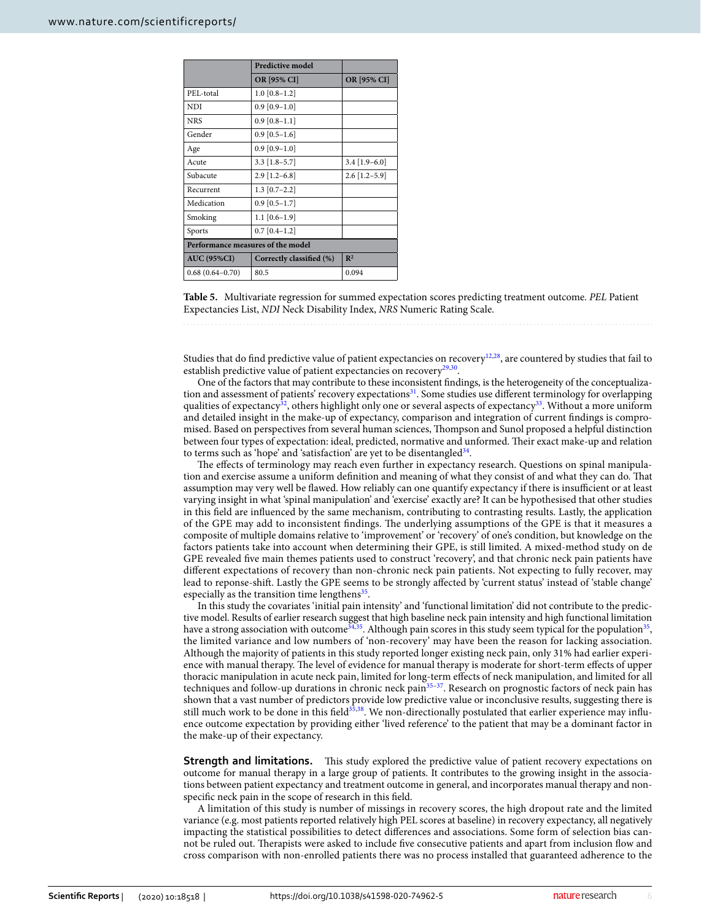| | Predictive model | |
|---|---|---|
| | OR [95% CI] | OR [95% CI] |
| PEL-total | 1.0 [0.8–1.2] | |
| NDI | 0.9 [0.9–1.0] | |
| NRS | 0.9 [0.8–1.1] | |
| Gender | 0.9 [0.5–1.6] | |
| Age | 0.9 [0.9–1.0] | |
| Acute | 3.3 [1.8–5.7] | 3.4 [1.9–6.0] |
| Subacute | 2.9 [1.2–6.8] | 2.6 [1.2–5.9] |
| Recurrent | 1.3 [0.7–2.2] | |
| Medication | 0.9 [0.5–1.7] | |
| Smoking | 1.1 [0.6–1.9] | |
| Sports | 0.7 [0.4–1.2] | |
| **Performance measures of the model** | | |
| **AUC (95%CI)** | **Correctly classified (%)** | **$R^2$** |
| 0.68 (0.64–0.70) | 80.5 | 0.094 |

**Table 5.** Multivariate regression for summed expectation scores predicting treatment outcome. *PEL* Patient Expectancies List, *NDI* Neck Disability Index, *NRS* Numeric Rating Scale.

Studies that do find predictive value of patient expectancies on recovery[12,28], are countered by studies that fail to establish predictive value of patient expectancies on recovery[29,30].

One of the factors that may contribute to these inconsistent findings, is the heterogeneity of the conceptualization and assessment of patients' recovery expectations[31]. Some studies use different terminology for overlapping qualities of expectancy[32], others highlight only one or several aspects of expectancy[33]. Without a more uniform and detailed insight in the make-up of expectancy, comparison and integration of current findings is compromised. Based on perspectives from several human sciences, Thompson and Sunol proposed a helpful distinction between four types of expectation: ideal, predicted, normative and unformed. Their exact make-up and relation to terms such as 'hope' and 'satisfaction' are yet to be disentangled[34].

The effects of terminology may reach even further in expectancy research. Questions on spinal manipulation and exercise assume a uniform definition and meaning of what they consist of and what they can do. That assumption may very well be flawed. How reliably can one quantify expectancy if there is insufficient or at least varying insight in what 'spinal manipulation' and 'exercise' exactly are? It can be hypothesised that other studies in this field are influenced by the same mechanism, contributing to contrasting results. Lastly, the application of the GPE may add to inconsistent findings. The underlying assumptions of the GPE is that it measures a composite of multiple domains relative to 'improvement' or 'recovery' of one's condition, but knowledge on the factors patients take into account when determining their GPE, is still limited. A mixed-method study on de GPE revealed five main themes patients used to construct 'recovery', and that chronic neck pain patients have different expectations of recovery than non-chronic neck pain patients. Not expecting to fully recover, may lead to reponse-shift. Lastly the GPE seems to be strongly affected by 'current status' instead of 'stable change' especially as the transition time lengthens[35].

In this study the covariates 'initial pain intensity' and 'functional limitation' did not contribute to the predictive model. Results of earlier research suggest that high baseline neck pain intensity and high functional limitation have a strong association with outcome[34,35]. Although pain scores in this study seem typical for the population[35], the limited variance and low numbers of 'non-recovery' may have been the reason for lacking association. Although the majority of patients in this study reported longer existing neck pain, only 31% had earlier experience with manual therapy. The level of evidence for manual therapy is moderate for short-term effects of upper thoracic manipulation in acute neck pain, limited for long-term effects of neck manipulation, and limited for all techniques and follow-up durations in chronic neck pain[35–37]. Research on prognostic factors of neck pain has shown that a vast number of predictors provide low predictive value or inconclusive results, suggesting there is still much work to be done in this field[35,38]. We non-directionally postulated that earlier experience may influence outcome expectation by providing either 'lived reference' to the patient that may be a dominant factor in the make-up of their expectancy.

### Strength and limitations.

This study explored the predictive value of patient recovery expectations on outcome for manual therapy in a large group of patients. It contributes to the growing insight in the associations between patient expectancy and treatment outcome in general, and incorporates manual therapy and non-specific neck pain in the scope of research in this field.

A limitation of this study is number of missings in recovery scores, the high dropout rate and the limited variance (e.g. most patients reported relatively high PEL scores at baseline) in recovery expectancy, all negatively impacting the statistical possibilities to detect differences and associations. Some form of selection bias cannot be ruled out. Therapists were asked to include five consecutive patients and apart from inclusion flow and cross comparison with non-enrolled patients there was no process installed that guaranteed adherence to the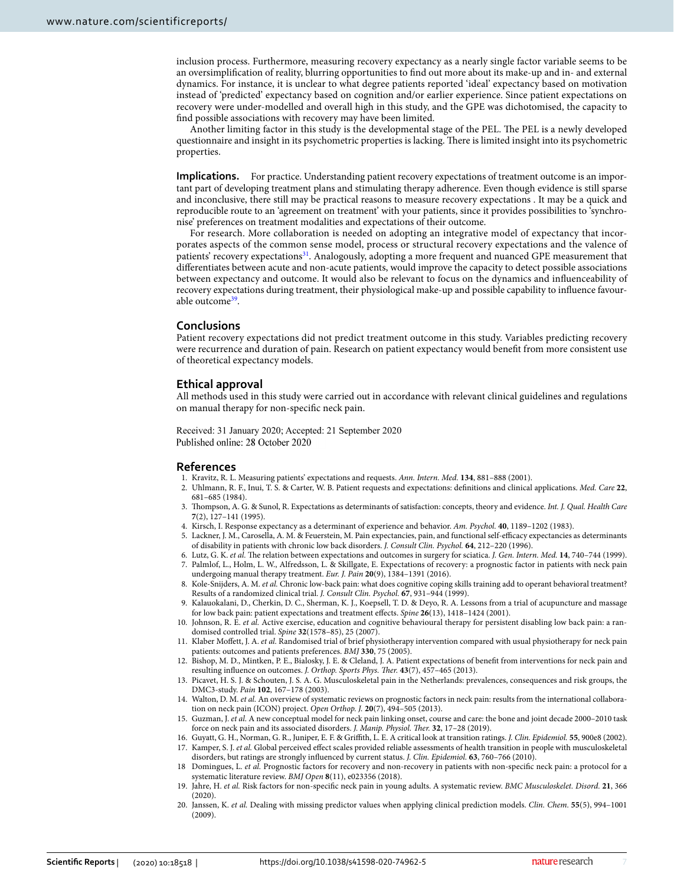inclusion process. Furthermore, measuring recovery expectancy as a nearly single factor variable seems to be an oversimplification of reality, blurring opportunities to find out more about its make-up and in- and external dynamics. For instance, it is unclear to what degree patients reported 'ideal' expectancy based on motivation instead of 'predicted' expectancy based on cognition and/or earlier experience. Since patient expectations on recovery were under-modelled and overall high in this study, and the GPE was dichotomised, the capacity to find possible associations with recovery may have been limited.

Another limiting factor in this study is the developmental stage of the PEL. The PEL is a newly developed questionnaire and insight in its psychometric properties is lacking. There is limited insight into its psychometric properties.

**Implications.** For practice. Understanding patient recovery expectations of treatment outcome is an important part of developing treatment plans and stimulating therapy adherence. Even though evidence is still sparse and inconclusive, there still may be practical reasons to measure recovery expectations . It may be a quick and reproducible route to an 'agreement on treatment' with your patients, since it provides possibilities to 'synchronise' preferences on treatment modalities and expectations of their outcome.

For research. More collaboration is needed on adopting an integrative model of expectancy that incorporates aspects of the common sense model, process or structural recovery expectations and the valence of patients' recovery expectations[31]. Analogously, adopting a more frequent and nuanced GPE measurement that differentiates between acute and non-acute patients, would improve the capacity to detect possible associations between expectancy and outcome. It would also be relevant to focus on the dynamics and influenceability of recovery expectations during treatment, their physiological make-up and possible capability to influence favourable outcome[39].

## Conclusions

Patient recovery expectations did not predict treatment outcome in this study. Variables predicting recovery were recurrence and duration of pain. Research on patient expectancy would benefit from more consistent use of theoretical expectancy models.

## Ethical approval

All methods used in this study were carried out in accordance with relevant clinical guidelines and regulations on manual therapy for non-specific neck pain.

Received: 31 January 2020; Accepted: 21 September 2020
Published online: 28 October 2020

## References

1. Kravitz, R. L. Measuring patients' expectations and requests. *Ann. Intern. Med.* **134**, 881–888 (2001).
2. Uhlmann, R. F., Inui, T. S. & Carter, W. B. Patient requests and expectations: definitions and clinical applications. *Med. Care* **22**, 681–685 (1984).
3. Thompson, A. G. & Sunol, R. Expectations as determinants of satisfaction: concepts, theory and evidence. *Int. J. Qual. Health Care* **7**(2), 127–141 (1995).
4. Kirsch, I. Response expectancy as a determinant of experience and behavior. *Am. Psychol.* **40**, 1189–1202 (1983).
5. Lackner, J. M., Carosella, A. M. & Feuerstein, M. Pain expectancies, pain, and functional self-efficacy expectancies as determinants of disability in patients with chronic low back disorders. *J. Consult Clin. Psychol.* **64**, 212–220 (1996).
6. Lutz, G. K. *et al.* The relation between expectations and outcomes in surgery for sciatica. *J. Gen. Intern. Med.* **14**, 740–744 (1999).
7. Palmlof, L., Holm, L. W., Alfredsson, L. & Skillgate, E. Expectations of recovery: a prognostic factor in patients with neck pain undergoing manual therapy treatment. *Eur. J. Pain* **20**(9), 1384–1391 (2016).
8. Kole-Snijders, A. M. *et al.* Chronic low-back pain: what does cognitive coping skills training add to operant behavioral treatment? Results of a randomized clinical trial. *J. Consult Clin. Psychol.* **67**, 931–944 (1999).
9. Kalauokalani, D., Cherkin, D. C., Sherman, K. J., Koepsell, T. D. & Deyo, R. A. Lessons from a trial of acupuncture and massage for low back pain: patient expectations and treatment effects. *Spine* **26**(13), 1418–1424 (2001).
10. Johnson, R. E. *et al.* Active exercise, education and cognitive behavioural therapy for persistent disabling low back pain: a randomised controlled trial. *Spine* **32**(1578–85), 25 (2007).
11. Klaber Moffett, J. A. *et al.* Randomised trial of brief physiotherapy intervention compared with usual physiotherapy for neck pain patients: outcomes and patients preferences. *BMJ* **330**, 75 (2005).
12. Bishop, M. D., Mintken, P. E., Bialosky, J. E. & Cleland, J. A. Patient expectations of benefit from interventions for neck pain and resulting influence on outcomes. *J. Orthop. Sports Phys. Ther.* **43**(7), 457–465 (2013).
13. Picavet, H. S. J. & Schouten, J. S. A. G. Musculoskeletal pain in the Netherlands: prevalences, consequences and risk groups, the DMC3-study. *Pain* **102**, 167–178 (2003).
14. Walton, D. M. *et al.* An overview of systematic reviews on prognostic factors in neck pain: results from the international collaboration on neck pain (ICON) project. *Open Orthop. J.* **20**(7), 494–505 (2013).
15. Guzman, J. *et al.* A new conceptual model for neck pain linking onset, course and care: the bone and joint decade 2000–2010 task force on neck pain and its associated disorders. *J. Manip. Physiol. Ther.* **32**, 17–28 (2019).
16. Guyatt, G. H., Norman, G. R., Juniper, E. F. & Griffith, L. E. A critical look at transition ratings. *J. Clin. Epidemiol.* **55**, 900e8 (2002).
17. Kamper, S. J. *et al.* Global perceived effect scales provided reliable assessments of health transition in people with musculoskeletal disorders, but ratings are strongly influenced by current status. *J. Clin. Epidemiol.* **63**, 760–766 (2010).
18. Domingues, L. *et al.* Prognostic factors for recovery and non-recovery in patients with non-specific neck pain: a protocol for a systematic literature review. *BMJ Open* **8**(11), e023356 (2018).
19. Jahre, H. *et al.* Risk factors for non-specific neck pain in young adults. A systematic review. *BMC Musculoskelet. Disord.* **21**, 366 (2020).
20. Janssen, K. *et al.* Dealing with missing predictor values when applying clinical prediction models. *Clin. Chem.* **55**(5), 994–1001 (2009).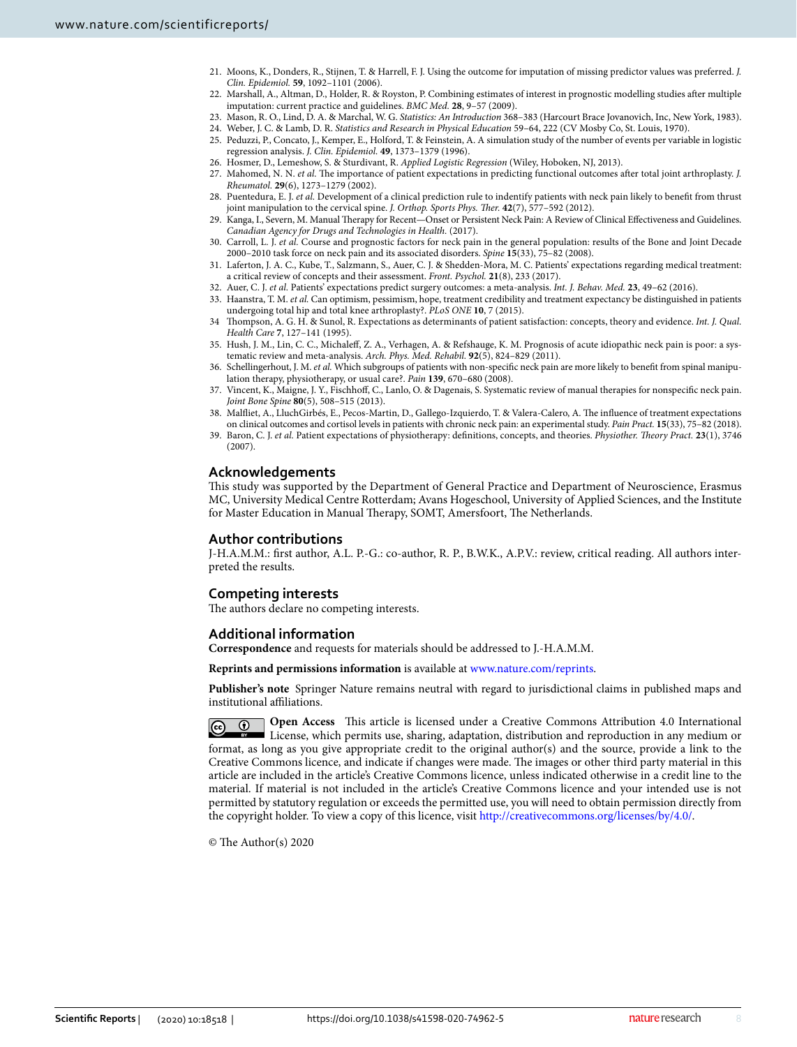21. Moons, K., Donders, R., Stijnen, T. & Harrell, F. J. Using the outcome for imputation of missing predictor values was preferred. *J. Clin. Epidemiol.* **59**, 1092–1101 (2006).
22. Marshall, A., Altman, D., Holder, R. & Royston, P. Combining estimates of interest in prognostic modelling studies after multiple imputation: current practice and guidelines. *BMC Med.* **28**, 9–57 (2009).
23. Mason, R. O., Lind, D. A. & Marchal, W. G. *Statistics: An Introduction* 368–383 (Harcourt Brace Jovanovich, Inc, New York, 1983).
24. Weber, J. C. & Lamb, D. R. *Statistics and Research in Physical Education* 59–64, 222 (CV Mosby Co, St. Louis, 1970).
25. Peduzzi, P., Concato, J., Kemper, E., Holford, T. & Feinstein, A. A simulation study of the number of events per variable in logistic regression analysis. *J. Clin. Epidemiol.* **49**, 1373–1379 (1996).
26. Hosmer, D., Lemeshow, S. & Sturdivant, R. *Applied Logistic Regression* (Wiley, Hoboken, NJ, 2013).
27. Mahomed, N. N. *et al.* The importance of patient expectations in predicting functional outcomes after total joint arthroplasty. *J. Rheumatol.* **29**(6), 1273–1279 (2002).
28. Puentedura, E. J. *et al.* Development of a clinical prediction rule to indentify patients with neck pain likely to benefit from thrust joint manipulation to the cervical spine. *J. Orthop. Sports Phys. Ther.* **42**(7), 577–592 (2012).
29. Kanga, I., Severn, M. Manual Therapy for Recent—Onset or Persistent Neck Pain: A Review of Clinical Effectiveness and Guidelines. *Canadian Agency for Drugs and Technologies in Health.* (2017).
30. Carroll, L. J. *et al.* Course and prognostic factors for neck pain in the general population: results of the Bone and Joint Decade 2000–2010 task force on neck pain and its associated disorders. *Spine* **15**(33), 75–82 (2008).
31. Laferton, J. A. C., Kube, T., Salzmann, S., Auer, C. J. & Shedden-Mora, M. C. Patients' expectations regarding medical treatment: a critical review of concepts and their assessment. *Front. Psychol.* **21**(8), 233 (2017).
32. Auer, C. J. *et al.* Patients' expectations predict surgery outcomes: a meta-analysis. *Int. J. Behav. Med.* **23**, 49–62 (2016).
33. Haanstra, T. M. *et al.* Can optimism, pessimism, hope, treatment credibility and treatment expectancy be distinguished in patients undergoing total hip and total knee arthroplasty?. *PLoS ONE* **10**, 7 (2015).
34. Thompson, A. G. H. & Sunol, R. Expectations as determinants of patient satisfaction: concepts, theory and evidence. *Int. J. Qual. Health Care* **7**, 127–141 (1995).
35. Hush, J. M., Lin, C. C., Michaleff, Z. A., Verhagen, A. & Refshauge, K. M. Prognosis of acute idiopathic neck pain is poor: a systematic review and meta-analysis. *Arch. Phys. Med. Rehabil.* **92**(5), 824–829 (2011).
36. Schellingerhout, J. M. *et al.* Which subgroups of patients with non-specific neck pain are more likely to benefit from spinal manipulation therapy, physiotherapy, or usual care?. *Pain* **139**, 670–680 (2008).
37. Vincent, K., Maigne, J. Y., Fischhoff, C., Lanlo, O. & Dagenais, S. Systematic review of manual therapies for nonspecific neck pain. *Joint Bone Spine* **80**(5), 508–515 (2013).
38. Malfliet, A., LluchGirbés, E., Pecos-Martin, D., Gallego-Izquierdo, T. & Valera-Calero, A. The influence of treatment expectations on clinical outcomes and cortisol levels in patients with chronic neck pain: an experimental study. *Pain Pract.* **15**(33), 75–82 (2018).
39. Baron, C. J. *et al.* Patient expectations of physiotherapy: definitions, concepts, and theories. *Physiother. Theory Pract.* **23**(1), 3746 (2007).

## Acknowledgements

This study was supported by the Department of General Practice and Department of Neuroscience, Erasmus MC, University Medical Centre Rotterdam; Avans Hogeschool, University of Applied Sciences, and the Institute for Master Education in Manual Therapy, SOMT, Amersfoort, The Netherlands.

## Author contributions

J-H.A.M.M.: first author, A.L. P.-G.: co-author, R. P., B.W.K., A.P.V.: review, critical reading. All authors interpreted the results.

## Competing interests

The authors declare no competing interests.

## Additional information

**Correspondence** and requests for materials should be addressed to J.-H.A.M.M.

**Reprints and permissions information** is available at www.nature.com/reprints.

**Publisher's note** Springer Nature remains neutral with regard to jurisdictional claims in published maps and institutional affiliations.

**Open Access** This article is licensed under a Creative Commons Attribution 4.0 International License, which permits use, sharing, adaptation, distribution and reproduction in any medium or format, as long as you give appropriate credit to the original author(s) and the source, provide a link to the Creative Commons licence, and indicate if changes were made. The images or other third party material in this article are included in the article's Creative Commons licence, unless indicated otherwise in a credit line to the material. If material is not included in the article's Creative Commons licence and your intended use is not permitted by statutory regulation or exceeds the permitted use, you will need to obtain permission directly from the copyright holder. To view a copy of this licence, visit http://creativecommons.org/licenses/by/4.0/.

© The Author(s) 2020